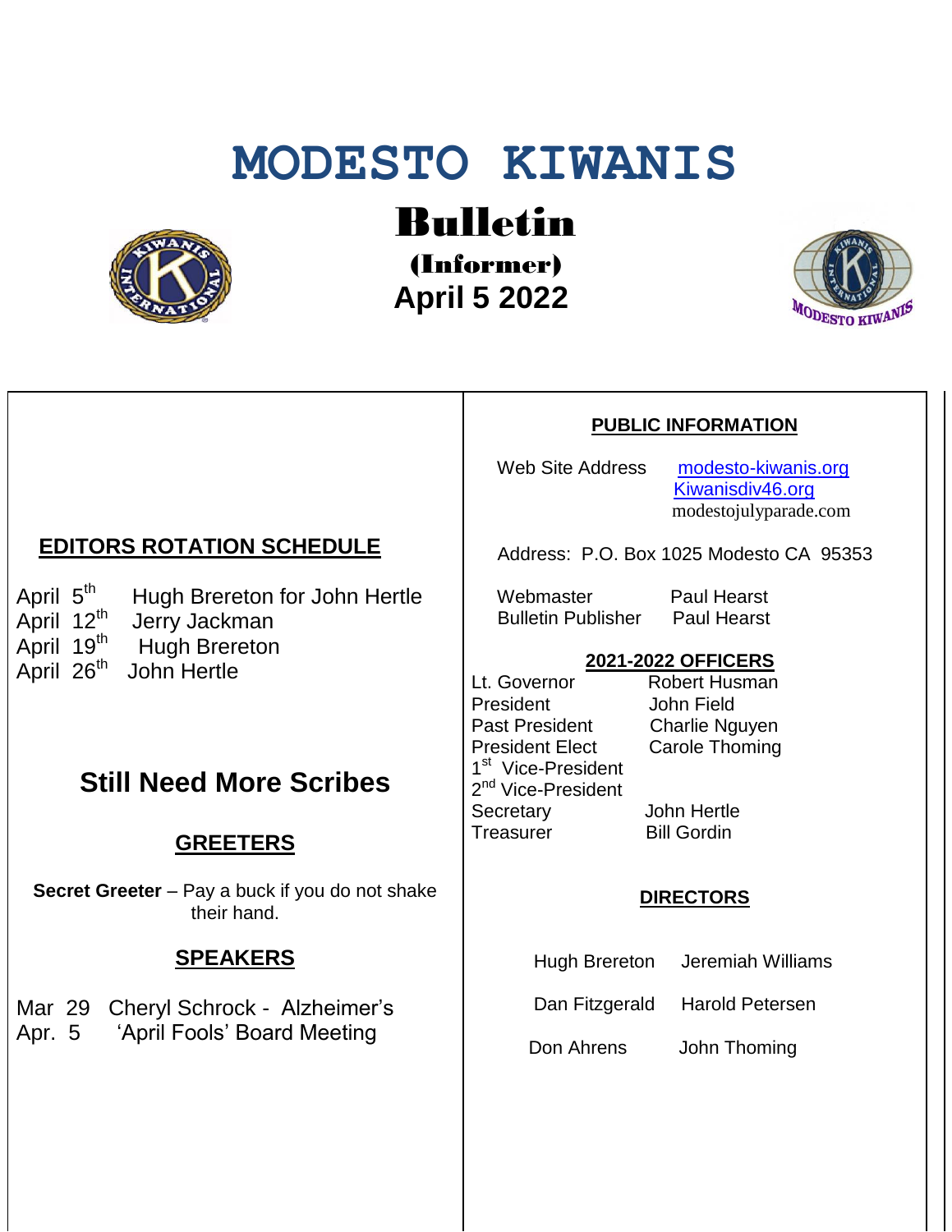# MODESTO KIWANIS

## Bulletin

### (Informer)

### April 5 2022

## EDITORS ROTATION SCHEDULE

April 5th Hugh Brereton for John Hertle
April 12th Jerry Jackman
April 19th Hugh Brereton
April 26th John Hertle

## Still Need More Scribes

## GREETERS

**Secret Greeter** – Pay a buck if you do not shake their hand.

## SPEAKERS

Mar 29 Cheryl Schrock - Alzheimer's
Apr. 5 'April Fools' Board Meeting

## PUBLIC INFORMATION

Web Site Address: modesto-kiwanis.org
Kiwanisdiv46.org
modestojulyparade.com

Address: P.O. Box 1025 Modesto CA 95353

| | |
|---|---|
| Webmaster | Paul Hearst |
| Bulletin Publisher | Paul Hearst |

## 2021-2022 OFFICERS

| | |
|---|---|
| Lt. Governor | Robert Husman |
| President | John Field |
| Past President | Charlie Nguyen |
| President Elect | Carole Thoming |
| 1st Vice-President | |
| 2nd Vice-President | |
| Secretary | John Hertle |
| Treasurer | Bill Gordin |

## DIRECTORS

| | |
|---|---|
| Hugh Brereton | Jeremiah Williams |
| Dan Fitzgerald | Harold Petersen |
| Don Ahrens | John Thoming |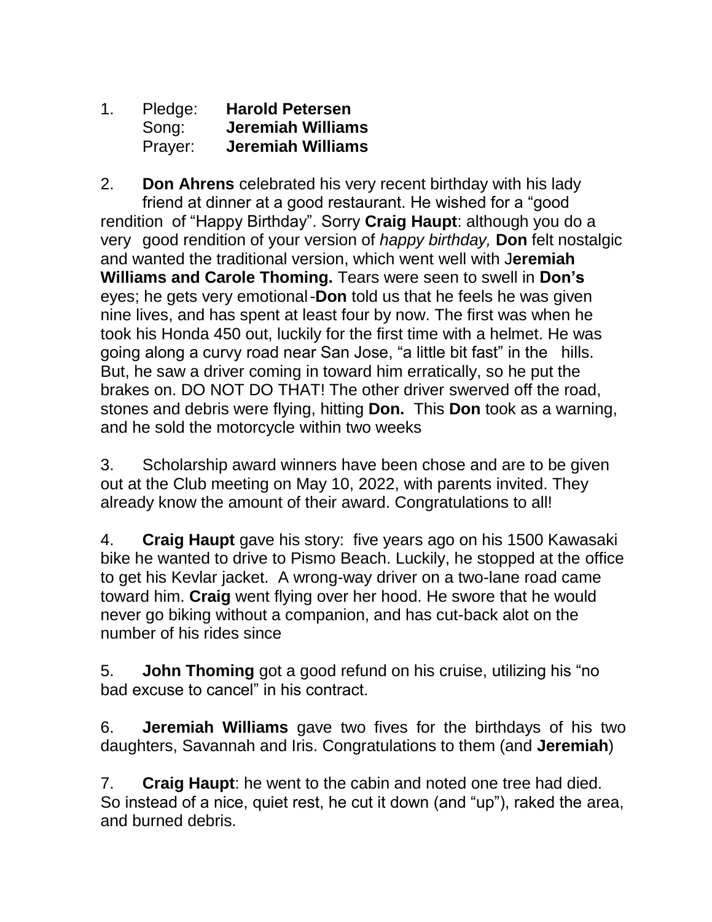1. Pledge: **Harold Petersen**
   Song: **Jeremiah Williams**
   Prayer: **Jeremiah Williams**

2. **Don Ahrens** celebrated his very recent birthday with his lady friend at dinner at a good restaurant. He wished for a "good rendition of "Happy Birthday". Sorry **Craig Haupt**: although you do a very good rendition of your version of *happy birthday,* **Don** felt nostalgic and wanted the traditional version, which went well with J**eremiah Williams and Carole Thoming.** Tears were seen to swell in **Don's** eyes; he gets very emotional-**Don** told us that he feels he was given nine lives, and has spent at least four by now. The first was when he took his Honda 450 out, luckily for the first time with a helmet. He was going along a curvy road near San Jose, "a little bit fast" in the hills. But, he saw a driver coming in toward him erratically, so he put the brakes on. DO NOT DO THAT! The other driver swerved off the road, stones and debris were flying, hitting **Don.** This **Don** took as a warning, and he sold the motorcycle within two weeks

3. Scholarship award winners have been chose and are to be given out at the Club meeting on May 10, 2022, with parents invited. They already know the amount of their award. Congratulations to all!

4. **Craig Haupt** gave his story: five years ago on his 1500 Kawasaki bike he wanted to drive to Pismo Beach. Luckily, he stopped at the office to get his Kevlar jacket. A wrong-way driver on a two-lane road came toward him. **Craig** went flying over her hood. He swore that he would never go biking without a companion, and has cut-back alot on the number of his rides since

5. **John Thoming** got a good refund on his cruise, utilizing his "no bad excuse to cancel" in his contract.

6. **Jeremiah Williams** gave two fives for the birthdays of his two daughters, Savannah and Iris. Congratulations to them (and **Jeremiah**)

7. **Craig Haupt**: he went to the cabin and noted one tree had died. So instead of a nice, quiet rest, he cut it down (and "up"), raked the area, and burned debris.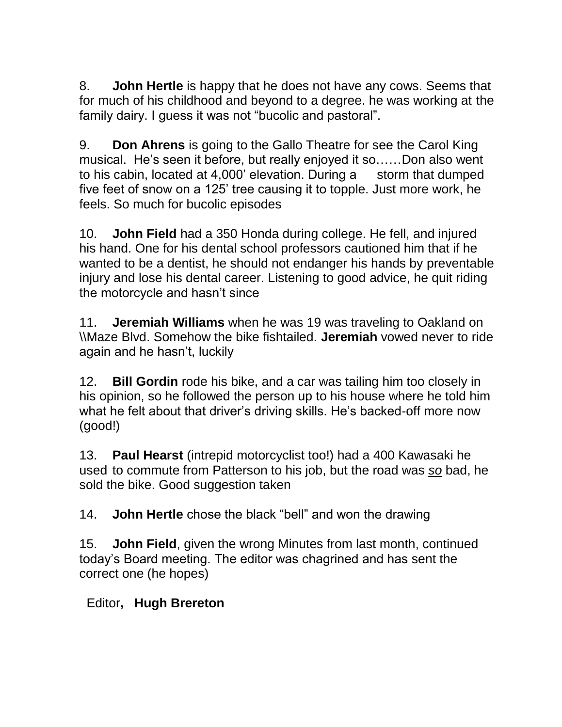8. **John Hertle** is happy that he does not have any cows. Seems that for much of his childhood and beyond to a degree. he was working at the family dairy. I guess it was not "bucolic and pastoral".

9. **Don Ahrens** is going to the Gallo Theatre for see the Carol King musical. He's seen it before, but really enjoyed it so……Don also went to his cabin, located at 4,000' elevation. During a storm that dumped five feet of snow on a 125' tree causing it to topple. Just more work, he feels. So much for bucolic episodes

10. **John Field** had a 350 Honda during college. He fell, and injured his hand. One for his dental school professors cautioned him that if he wanted to be a dentist, he should not endanger his hands by preventable injury and lose his dental career. Listening to good advice, he quit riding the motorcycle and hasn't since

11. **Jeremiah Williams** when he was 19 was traveling to Oakland on \\Maze Blvd. Somehow the bike fishtailed. **Jeremiah** vowed never to ride again and he hasn't, luckily

12. **Bill Gordin** rode his bike, and a car was tailing him too closely in his opinion, so he followed the person up to his house where he told him what he felt about that driver's driving skills. He's backed-off more now (good!)

13. **Paul Hearst** (intrepid motorcyclist too!) had a 400 Kawasaki he used to commute from Patterson to his job, but the road was ***so*** bad, he sold the bike. Good suggestion taken

14. **John Hertle** chose the black "bell" and won the drawing

15. **John Field**, given the wrong Minutes from last month, continued today's Board meeting. The editor was chagrined and has sent the correct one (he hopes)

Editor**, Hugh Brereton**